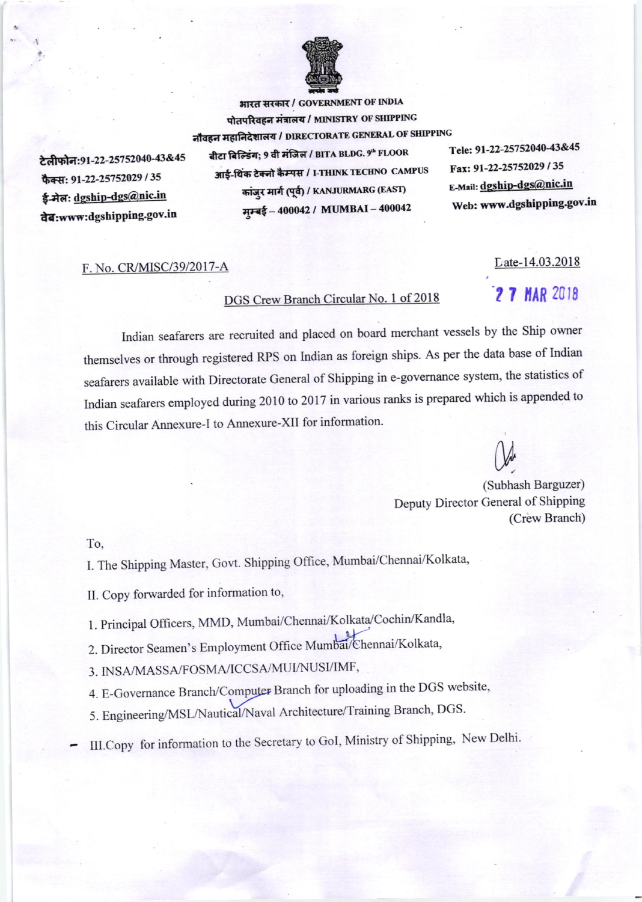भारत सरकार / GOVERNMENT OF INDIA
पोतपरिवहन मंत्रालय / MINISTRY OF SHIPPING
नौवहन महानिदेशालय / DIRECTORATE GENERAL OF SHIPPING
बीटा बिल्डिंग; 9 वी मंजिल / BITA BLDG. 9th FLOOR
आई-थिंक टेक्नो कैम्पस / I-THINK TECHNO CAMPUS
कांजुर मार्ग (पूर्व) / KANJURMARG (EAST)
मुम्बई – 400042 / MUMBAI – 400042

टेलीफोन:91-22-25752040-43&45
फैक्स: 91-22-25752029 / 35
ई-मेल: dgship-dgs@nic.in
वेब:www:dgshipping.gov.in

Tele: 91-22-25752040-43&45
Fax: 91-22-25752029 / 35
E-Mail: dgship-dgs@nic.in
Web: www.dgshipping.gov.in

F. No. CR/MISC/39/2017-A

Date-14.03.2018

27 MAR 2018

DGS Crew Branch Circular No. 1 of 2018

Indian seafarers are recruited and placed on board merchant vessels by the Ship owner themselves or through registered RPS on Indian as foreign ships. As per the data base of Indian seafarers available with Directorate General of Shipping in e-governance system, the statistics of Indian seafarers employed during 2010 to 2017 in various ranks is prepared which is appended to this Circular Annexure-I to Annexure-XII for information.

(Subhash Barguzer)
Deputy Director General of Shipping
(Crew Branch)

To,

I. The Shipping Master, Govt. Shipping Office, Mumbai/Chennai/Kolkata,

II. Copy forwarded for information to,

1. Principal Officers, MMD, Mumbai/Chennai/Kolkata/Cochin/Kandla,
2. Director Seamen's Employment Office Mumbai/Chennai/Kolkata,
3. INSA/MASSA/FOSMA/ICCSA/MUI/NUSI/IMF,
4. E-Governance Branch/Computer Branch for uploading in the DGS website,
5. Engineering/MSL/Nautical/Naval Architecture/Training Branch, DGS.

III. Copy for information to the Secretary to GoI, Ministry of Shipping, New Delhi.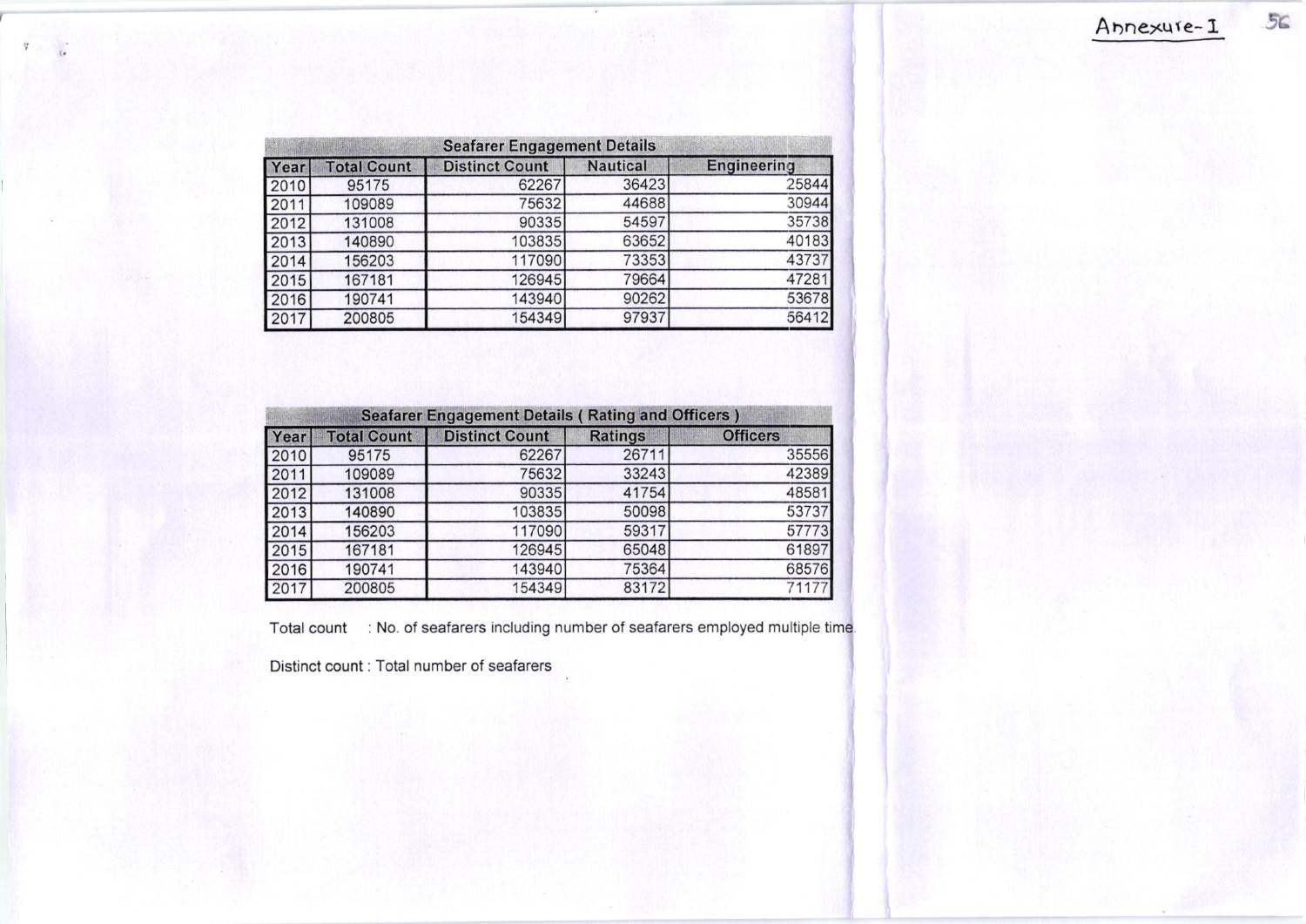Annexure-I

| Seafarer Engagement Details | | | | |
|---|---|---|---|---|
| Year | Total Count | Distinct Count | Nautical | Engineering |
| 2010 | 95175 | 62267 | 36423 | 25844 |
| 2011 | 109089 | 75632 | 44688 | 30944 |
| 2012 | 131008 | 90335 | 54597 | 35738 |
| 2013 | 140890 | 103835 | 63652 | 40183 |
| 2014 | 156203 | 117090 | 73353 | 43737 |
| 2015 | 167181 | 126945 | 79664 | 47281 |
| 2016 | 190741 | 143940 | 90262 | 53678 |
| 2017 | 200805 | 154349 | 97937 | 56412 |

| Seafarer Engagement Details ( Rating and Officers ) | | | | |
|---|---|---|---|---|
| Year | Total Count | Distinct Count | Ratings | Officers |
| 2010 | 95175 | 62267 | 26711 | 35556 |
| 2011 | 109089 | 75632 | 33243 | 42389 |
| 2012 | 131008 | 90335 | 41754 | 48581 |
| 2013 | 140890 | 103835 | 50098 | 53737 |
| 2014 | 156203 | 117090 | 59317 | 57773 |
| 2015 | 167181 | 126945 | 65048 | 61897 |
| 2016 | 190741 | 143940 | 75364 | 68576 |
| 2017 | 200805 | 154349 | 83172 | 71177 |

Total count : No. of seafarers including number of seafarers employed multiple time.

Distinct count : Total number of seafarers